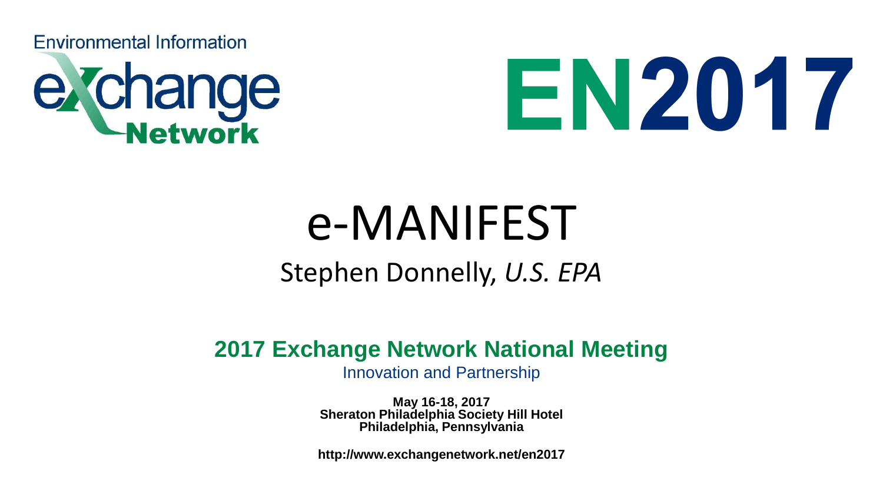Environmental Information

exchange Network

# EN2017

# e-MANIFEST

## Stephen Donnelly, *U.S. EPA*

**2017 Exchange Network National Meeting**

Innovation and Partnership

**May 16-18, 2017**
**Sheraton Philadelphia Society Hill Hotel**
**Philadelphia, Pennsylvania**

**http://www.exchangenetwork.net/en2017**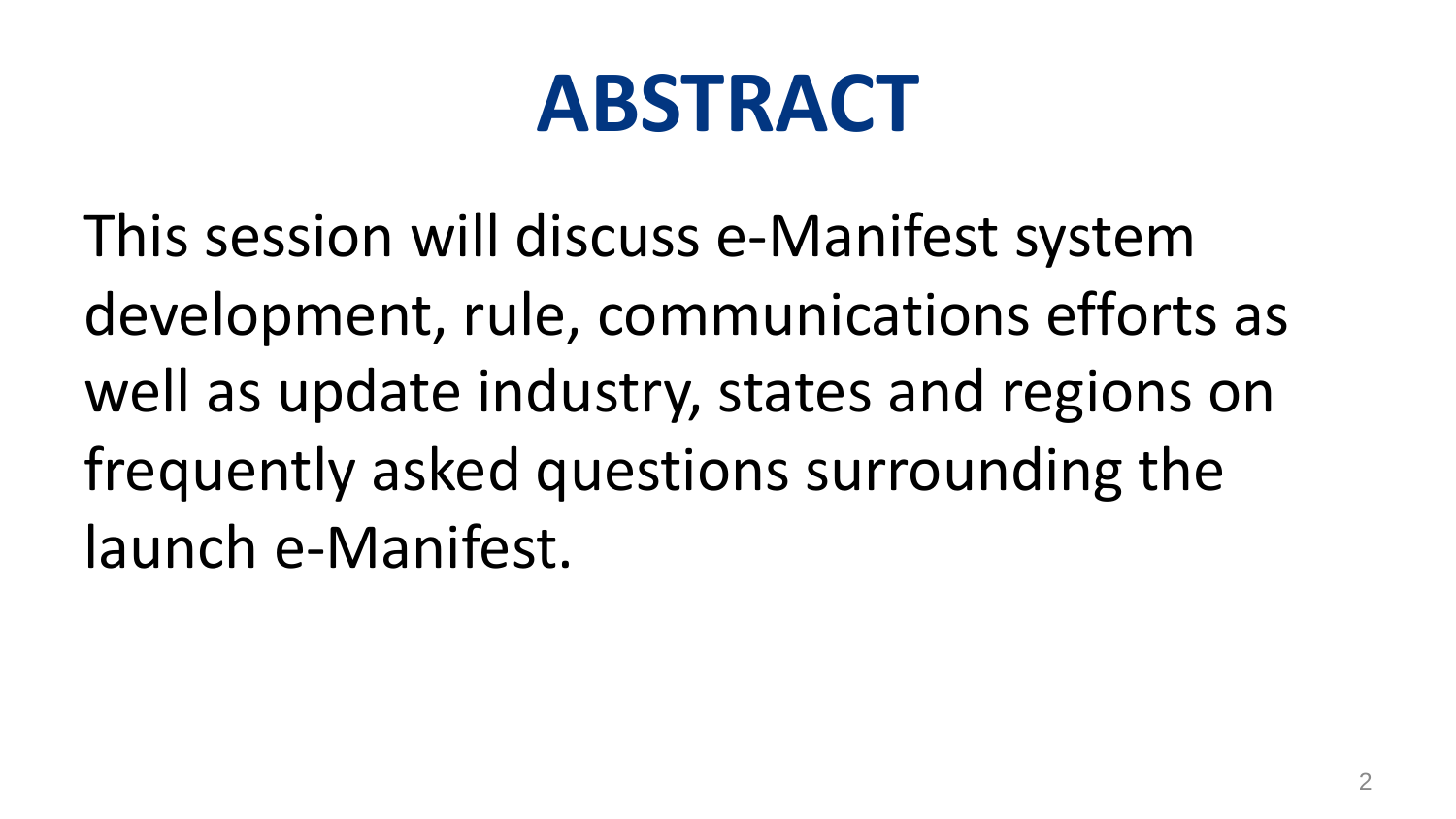# ABSTRACT

This session will discuss e-Manifest system development, rule, communications efforts as well as update industry, states and regions on frequently asked questions surrounding the launch e-Manifest.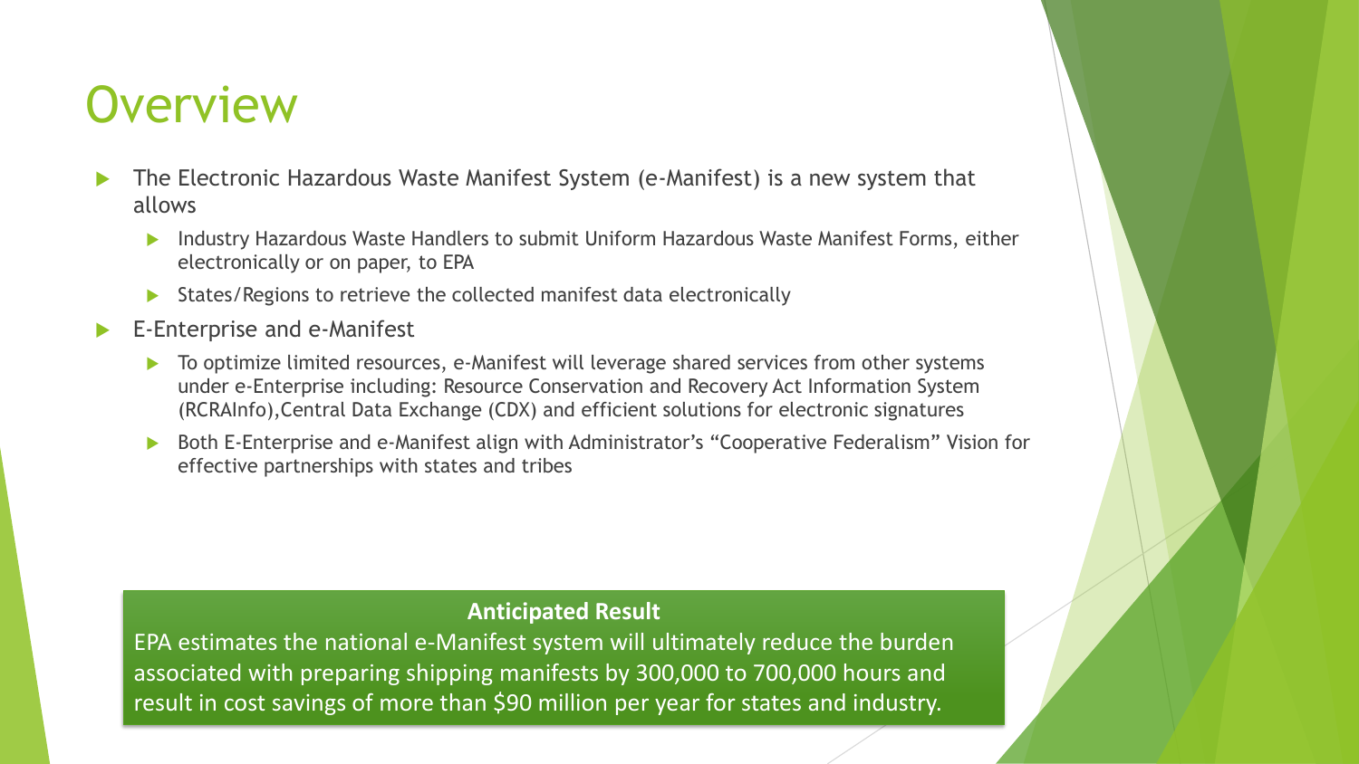# Overview

- The Electronic Hazardous Waste Manifest System (e-Manifest) is a new system that allows
  - Industry Hazardous Waste Handlers to submit Uniform Hazardous Waste Manifest Forms, either electronically or on paper, to EPA
  - States/Regions to retrieve the collected manifest data electronically
- E-Enterprise and e-Manifest
  - To optimize limited resources, e-Manifest will leverage shared services from other systems under e-Enterprise including: Resource Conservation and Recovery Act Information System (RCRAInfo),Central Data Exchange (CDX) and efficient solutions for electronic signatures
  - Both E-Enterprise and e-Manifest align with Administrator's "Cooperative Federalism" Vision for effective partnerships with states and tribes

**Anticipated Result**

EPA estimates the national e-Manifest system will ultimately reduce the burden associated with preparing shipping manifests by 300,000 to 700,000 hours and result in cost savings of more than $90 million per year for states and industry.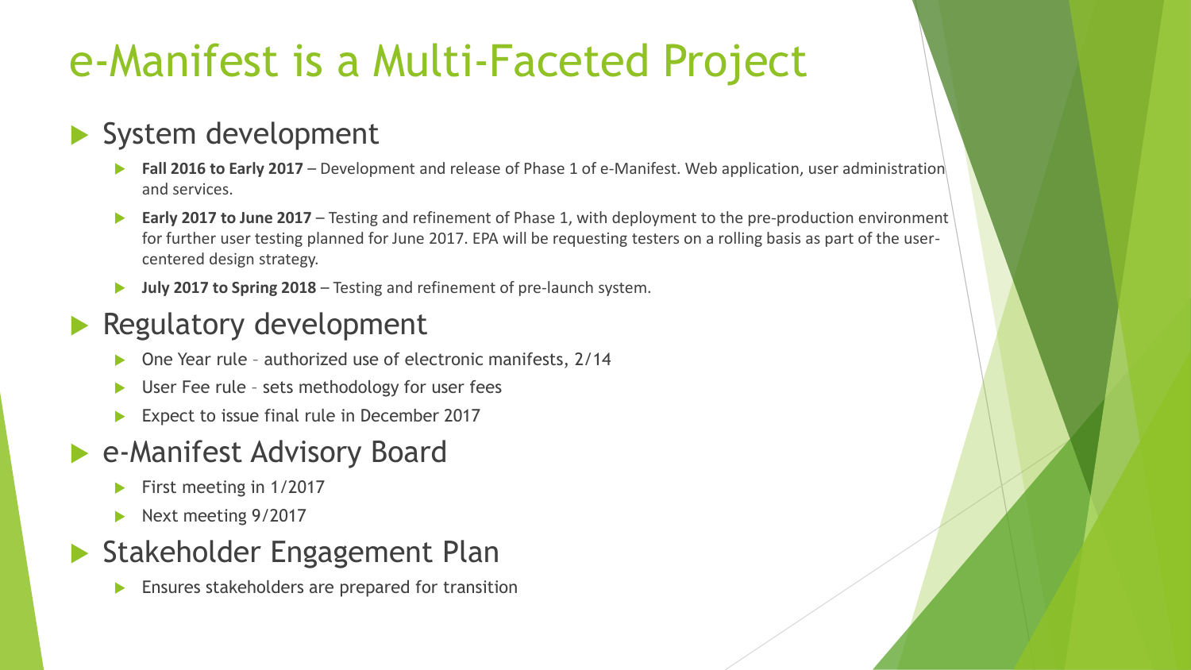# e-Manifest is a Multi-Faceted Project

- System development
  - **Fall 2016 to Early 2017** – Development and release of Phase 1 of e-Manifest. Web application, user administration and services.
  - **Early 2017 to June 2017** – Testing and refinement of Phase 1, with deployment to the pre-production environment for further user testing planned for June 2017. EPA will be requesting testers on a rolling basis as part of the user-centered design strategy.
  - **July 2017 to Spring 2018** – Testing and refinement of pre-launch system.
- Regulatory development
  - One Year rule – authorized use of electronic manifests, 2/14
  - User Fee rule – sets methodology for user fees
  - Expect to issue final rule in December 2017
- e-Manifest Advisory Board
  - First meeting in 1/2017
  - Next meeting 9/2017
- Stakeholder Engagement Plan
  - Ensures stakeholders are prepared for transition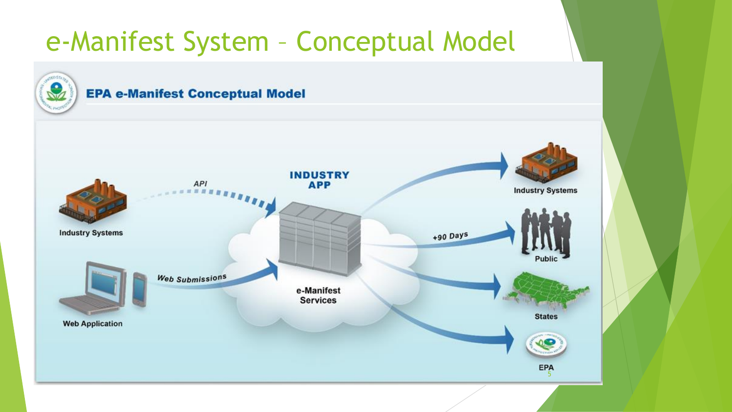# e-Manifest System – Conceptual Model

**EPA e-Manifest Conceptual Model**

Industry Systems — API → INDUSTRY APP

Web Application — Web Submissions → e-Manifest Services

e-Manifest Services → Industry Systems

e-Manifest Services → +90 Days → Public

e-Manifest Services → States

e-Manifest Services → EPA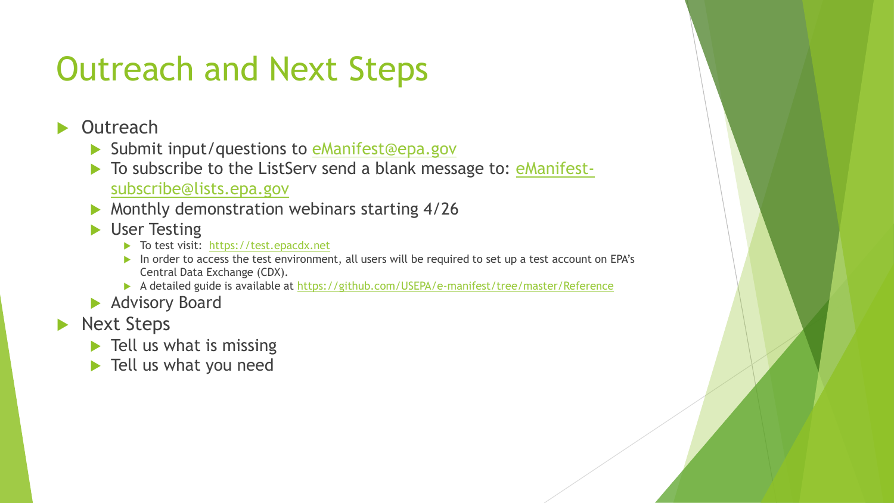# Outreach and Next Steps

- Outreach
  - Submit input/questions to eManifest@epa.gov
  - To subscribe to the ListServ send a blank message to: eManifest-subscribe@lists.epa.gov
  - Monthly demonstration webinars starting 4/26
  - User Testing
    - To test visit: https://test.epacdx.net
    - In order to access the test environment, all users will be required to set up a test account on EPA's Central Data Exchange (CDX).
    - A detailed guide is available at https://github.com/USEPA/e-manifest/tree/master/Reference
  - Advisory Board
- Next Steps
  - Tell us what is missing
  - Tell us what you need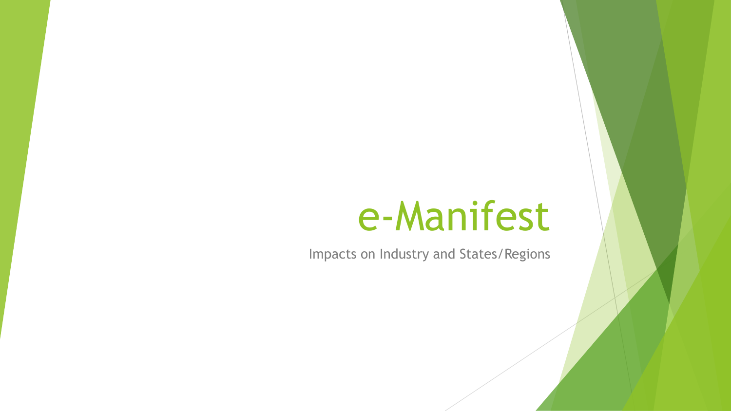# e-Manifest

Impacts on Industry and States/Regions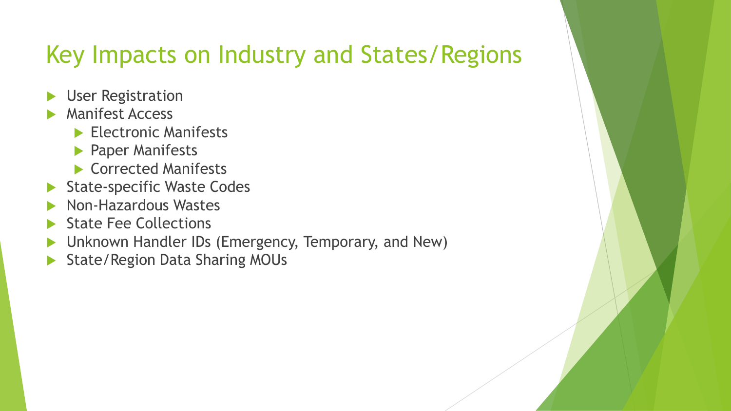# Key Impacts on Industry and States/Regions

- User Registration
- Manifest Access
  - Electronic Manifests
  - Paper Manifests
  - Corrected Manifests
- State-specific Waste Codes
- Non-Hazardous Wastes
- State Fee Collections
- Unknown Handler IDs (Emergency, Temporary, and New)
- State/Region Data Sharing MOUs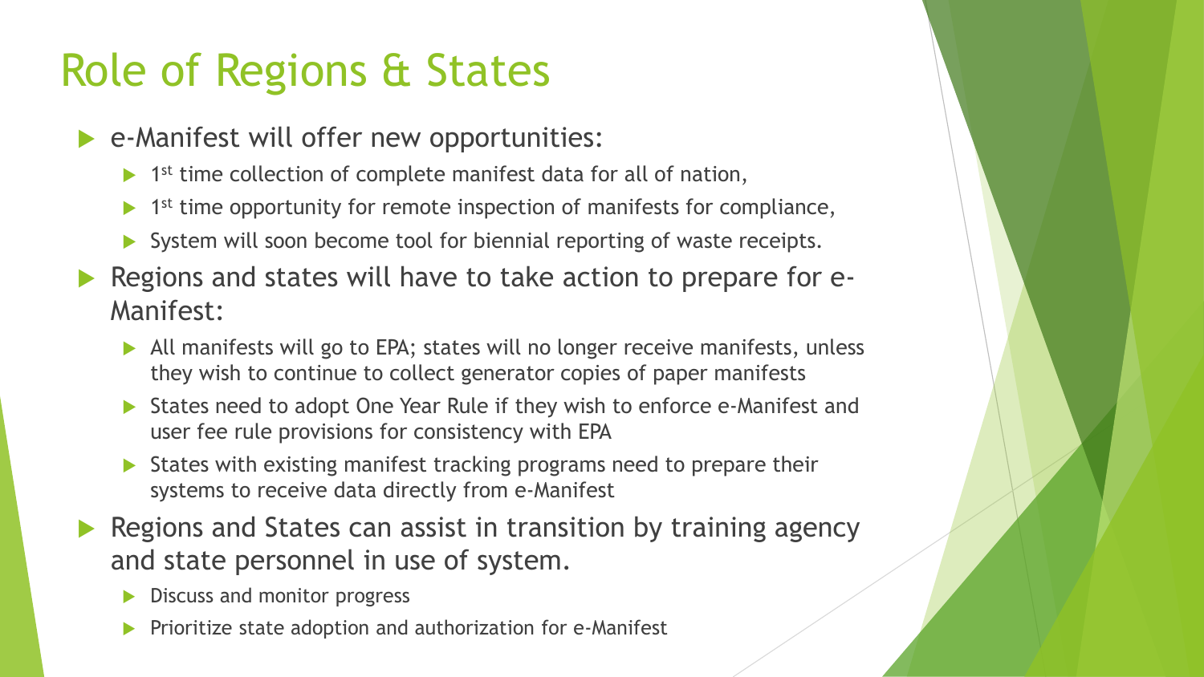# Role of Regions & States

- e-Manifest will offer new opportunities:
  - 1st time collection of complete manifest data for all of nation,
  - 1st time opportunity for remote inspection of manifests for compliance,
  - System will soon become tool for biennial reporting of waste receipts.
- Regions and states will have to take action to prepare for e-Manifest:
  - All manifests will go to EPA; states will no longer receive manifests, unless they wish to continue to collect generator copies of paper manifests
  - States need to adopt One Year Rule if they wish to enforce e-Manifest and user fee rule provisions for consistency with EPA
  - States with existing manifest tracking programs need to prepare their systems to receive data directly from e-Manifest
- Regions and States can assist in transition by training agency and state personnel in use of system.
  - Discuss and monitor progress
  - Prioritize state adoption and authorization for e-Manifest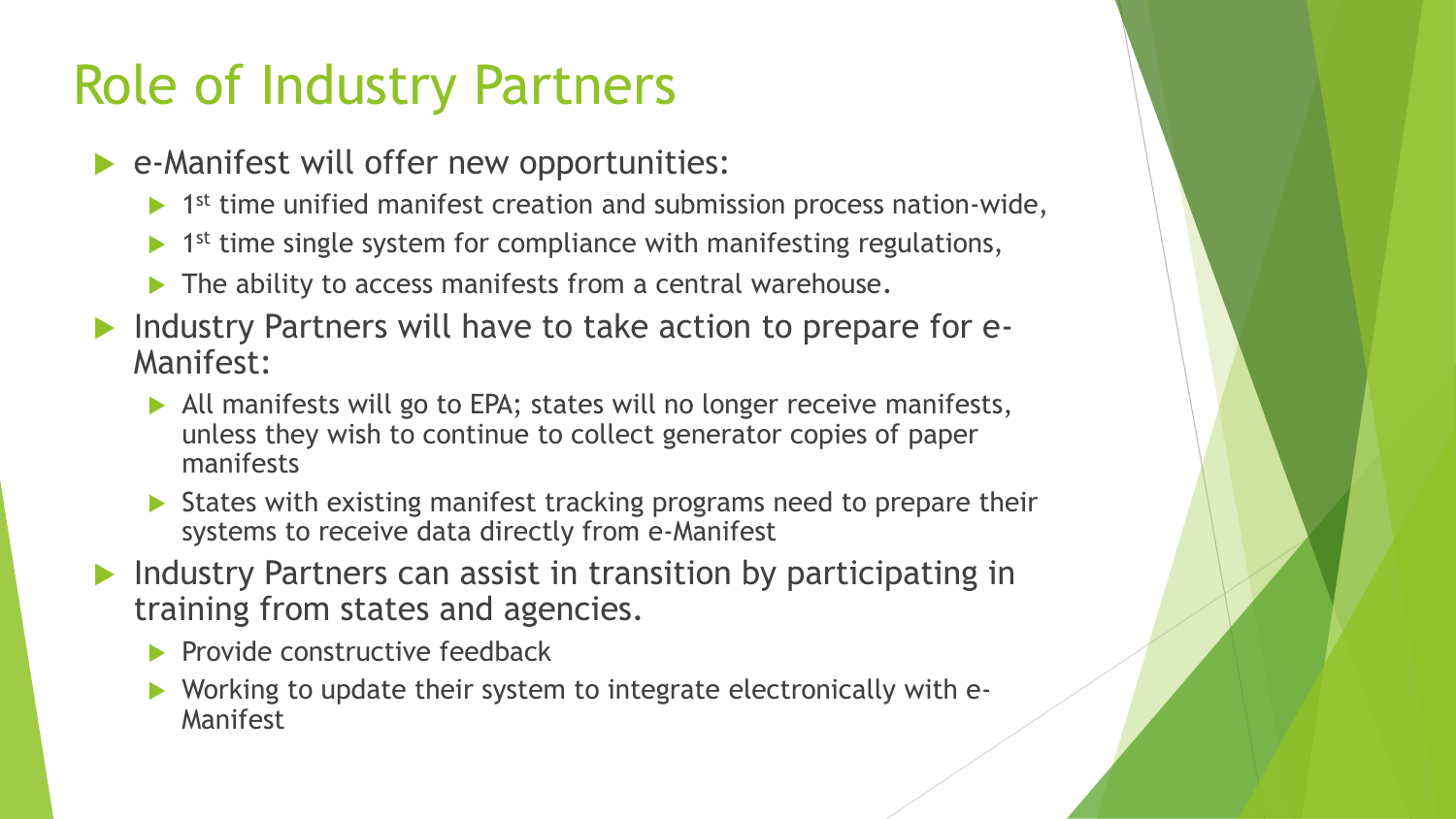# Role of Industry Partners

- e-Manifest will offer new opportunities:
  - 1st time unified manifest creation and submission process nation-wide,
  - 1st time single system for compliance with manifesting regulations,
  - The ability to access manifests from a central warehouse.
- Industry Partners will have to take action to prepare for e-Manifest:
  - All manifests will go to EPA; states will no longer receive manifests, unless they wish to continue to collect generator copies of paper manifests
  - States with existing manifest tracking programs need to prepare their systems to receive data directly from e-Manifest
- Industry Partners can assist in transition by participating in training from states and agencies.
  - Provide constructive feedback
  - Working to update their system to integrate electronically with e-Manifest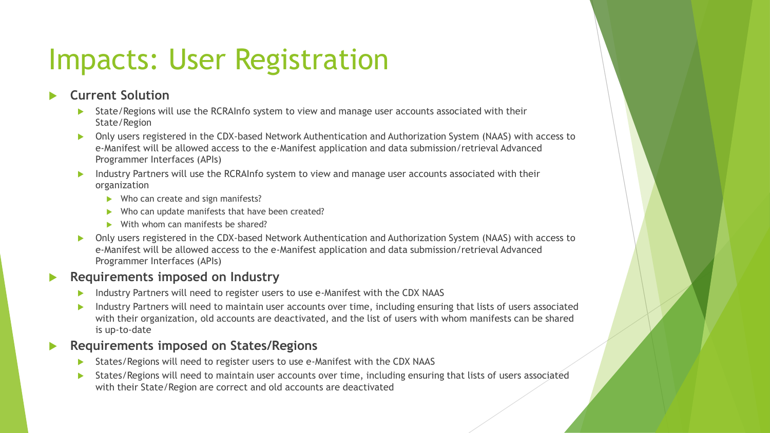# Impacts: User Registration

- **Current Solution**
  - State/Regions will use the RCRAInfo system to view and manage user accounts associated with their State/Region
  - Only users registered in the CDX-based Network Authentication and Authorization System (NAAS) with access to e-Manifest will be allowed access to the e-Manifest application and data submission/retrieval Advanced Programmer Interfaces (APIs)
  - Industry Partners will use the RCRAInfo system to view and manage user accounts associated with their organization
    - Who can create and sign manifests?
    - Who can update manifests that have been created?
    - With whom can manifests be shared?
  - Only users registered in the CDX-based Network Authentication and Authorization System (NAAS) with access to e-Manifest will be allowed access to the e-Manifest application and data submission/retrieval Advanced Programmer Interfaces (APIs)
- **Requirements imposed on Industry**
  - Industry Partners will need to register users to use e-Manifest with the CDX NAAS
  - Industry Partners will need to maintain user accounts over time, including ensuring that lists of users associated with their organization, old accounts are deactivated, and the list of users with whom manifests can be shared is up-to-date
- **Requirements imposed on States/Regions**
  - States/Regions will need to register users to use e-Manifest with the CDX NAAS
  - States/Regions will need to maintain user accounts over time, including ensuring that lists of users associated with their State/Region are correct and old accounts are deactivated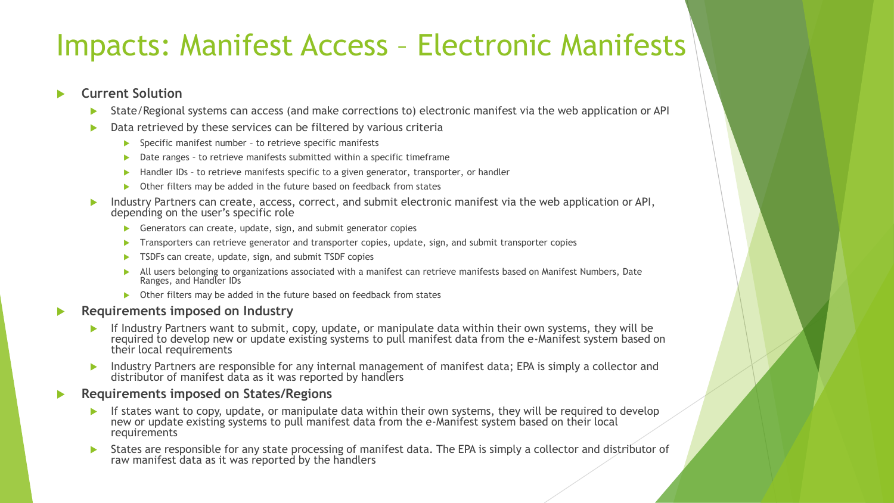# Impacts: Manifest Access – Electronic Manifests

- **Current Solution**
  - State/Regional systems can access (and make corrections to) electronic manifest via the web application or API
  - Data retrieved by these services can be filtered by various criteria
    - Specific manifest number – to retrieve specific manifests
    - Date ranges – to retrieve manifests submitted within a specific timeframe
    - Handler IDs – to retrieve manifests specific to a given generator, transporter, or handler
    - Other filters may be added in the future based on feedback from states
  - Industry Partners can create, access, correct, and submit electronic manifest via the web application or API, depending on the user's specific role
    - Generators can create, update, sign, and submit generator copies
    - Transporters can retrieve generator and transporter copies, update, sign, and submit transporter copies
    - TSDFs can create, update, sign, and submit TSDF copies
    - All users belonging to organizations associated with a manifest can retrieve manifests based on Manifest Numbers, Date Ranges, and Handler IDs
    - Other filters may be added in the future based on feedback from states
- **Requirements imposed on Industry**
  - If Industry Partners want to submit, copy, update, or manipulate data within their own systems, they will be required to develop new or update existing systems to pull manifest data from the e-Manifest system based on their local requirements
  - Industry Partners are responsible for any internal management of manifest data; EPA is simply a collector and distributor of manifest data as it was reported by handlers
- **Requirements imposed on States/Regions**
  - If states want to copy, update, or manipulate data within their own systems, they will be required to develop new or update existing systems to pull manifest data from the e-Manifest system based on their local requirements
  - States are responsible for any state processing of manifest data. The EPA is simply a collector and distributor of raw manifest data as it was reported by the handlers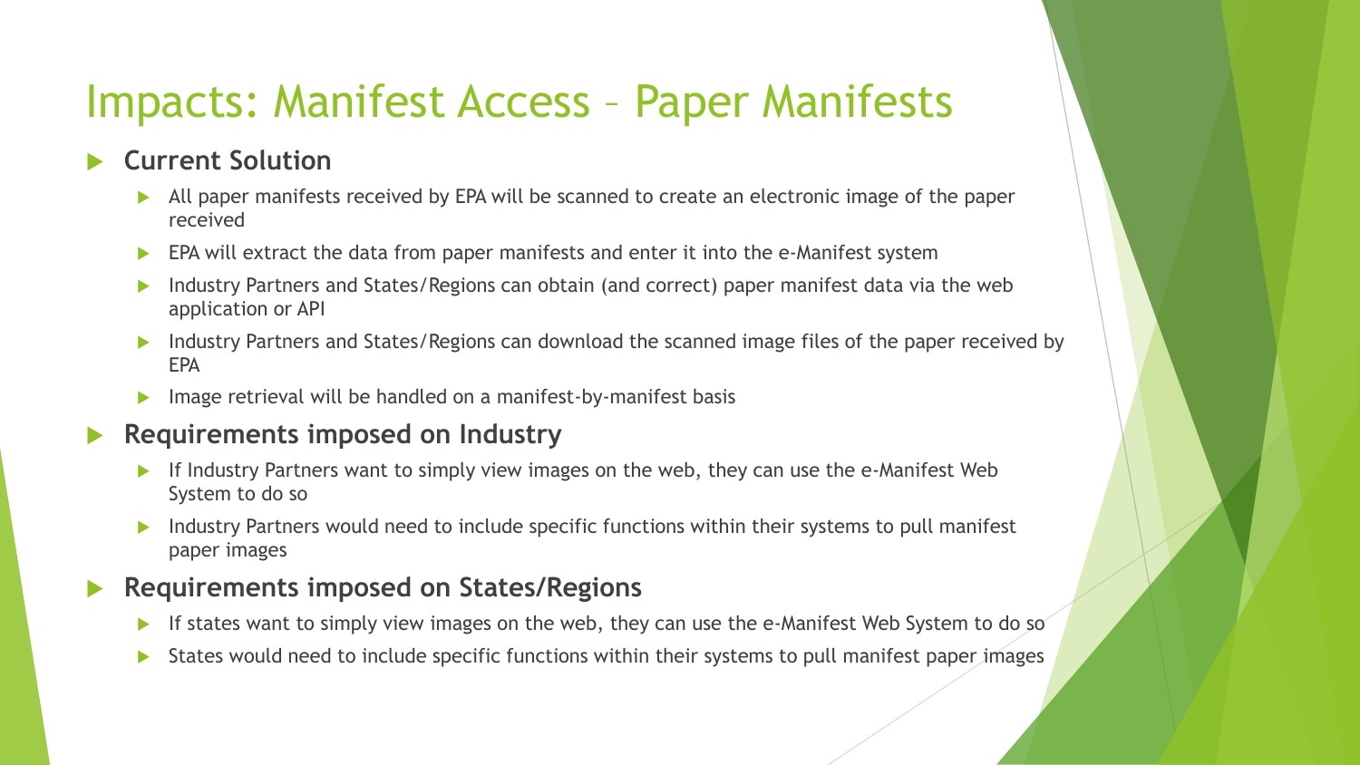# Impacts: Manifest Access – Paper Manifests

- **Current Solution**
  - All paper manifests received by EPA will be scanned to create an electronic image of the paper received
  - EPA will extract the data from paper manifests and enter it into the e-Manifest system
  - Industry Partners and States/Regions can obtain (and correct) paper manifest data via the web application or API
  - Industry Partners and States/Regions can download the scanned image files of the paper received by EPA
  - Image retrieval will be handled on a manifest-by-manifest basis
- **Requirements imposed on Industry**
  - If Industry Partners want to simply view images on the web, they can use the e-Manifest Web System to do so
  - Industry Partners would need to include specific functions within their systems to pull manifest paper images
- **Requirements imposed on States/Regions**
  - If states want to simply view images on the web, they can use the e-Manifest Web System to do so
  - States would need to include specific functions within their systems to pull manifest paper images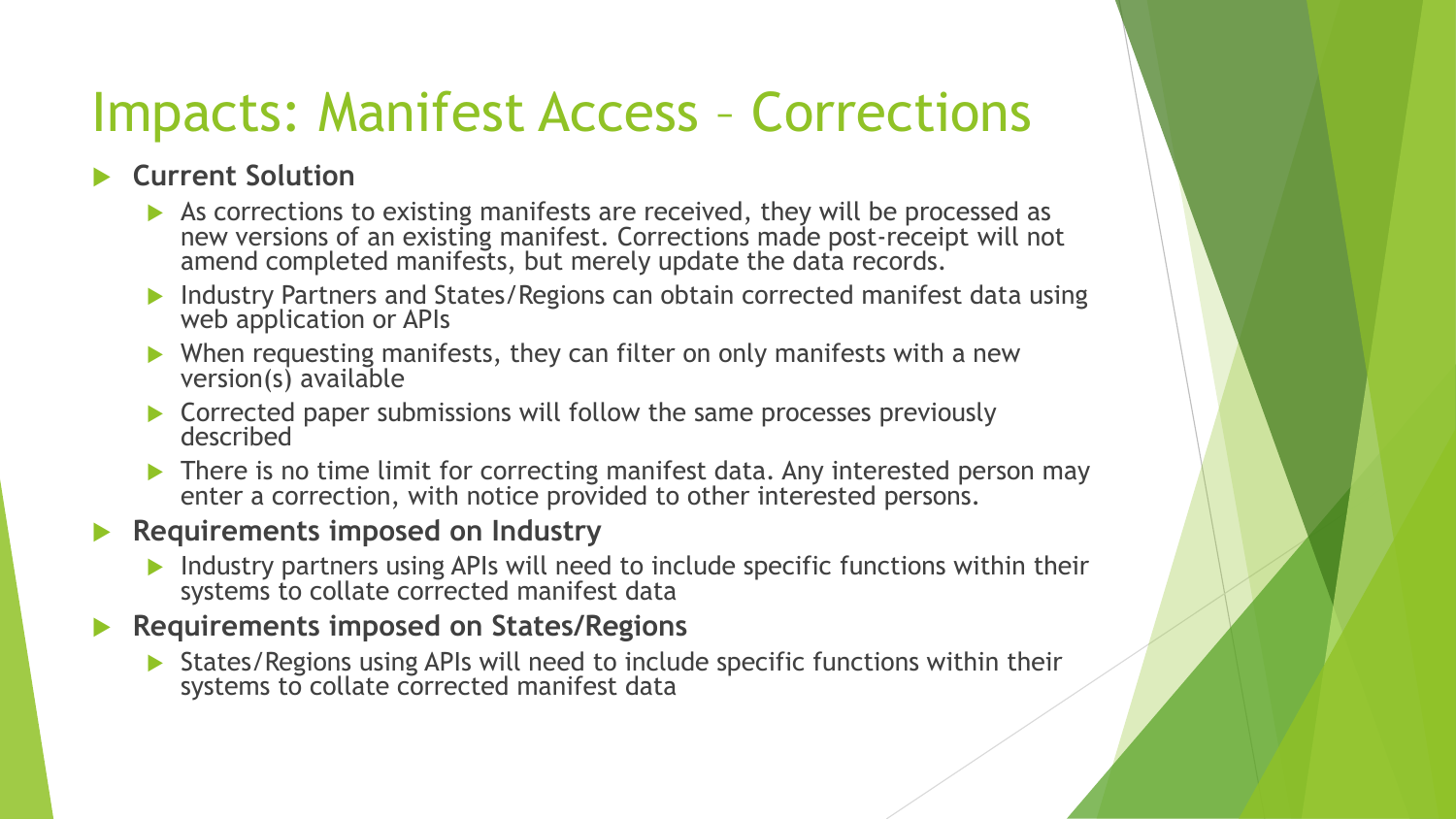# Impacts: Manifest Access – Corrections

- **Current Solution**
  - As corrections to existing manifests are received, they will be processed as new versions of an existing manifest. Corrections made post-receipt will not amend completed manifests, but merely update the data records.
  - Industry Partners and States/Regions can obtain corrected manifest data using web application or APIs
  - When requesting manifests, they can filter on only manifests with a new version(s) available
  - Corrected paper submissions will follow the same processes previously described
  - There is no time limit for correcting manifest data. Any interested person may enter a correction, with notice provided to other interested persons.
- **Requirements imposed on Industry**
  - Industry partners using APIs will need to include specific functions within their systems to collate corrected manifest data
- **Requirements imposed on States/Regions**
  - States/Regions using APIs will need to include specific functions within their systems to collate corrected manifest data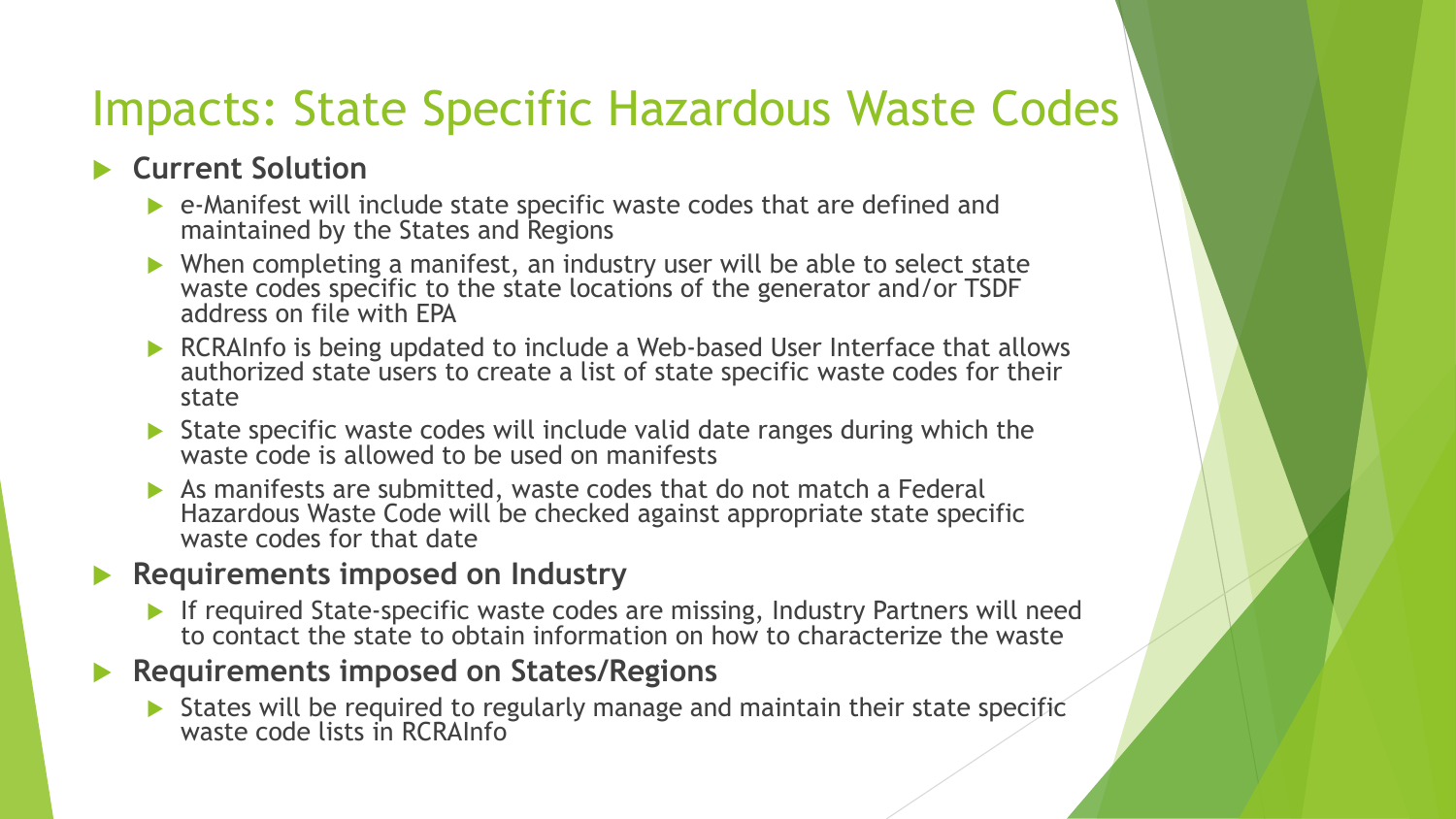# Impacts: State Specific Hazardous Waste Codes

- **Current Solution**
  - e-Manifest will include state specific waste codes that are defined and maintained by the States and Regions
  - When completing a manifest, an industry user will be able to select state waste codes specific to the state locations of the generator and/or TSDF address on file with EPA
  - RCRAInfo is being updated to include a Web-based User Interface that allows authorized state users to create a list of state specific waste codes for their state
  - State specific waste codes will include valid date ranges during which the waste code is allowed to be used on manifests
  - As manifests are submitted, waste codes that do not match a Federal Hazardous Waste Code will be checked against appropriate state specific waste codes for that date
- **Requirements imposed on Industry**
  - If required State-specific waste codes are missing, Industry Partners will need to contact the state to obtain information on how to characterize the waste
- **Requirements imposed on States/Regions**
  - States will be required to regularly manage and maintain their state specific waste code lists in RCRAInfo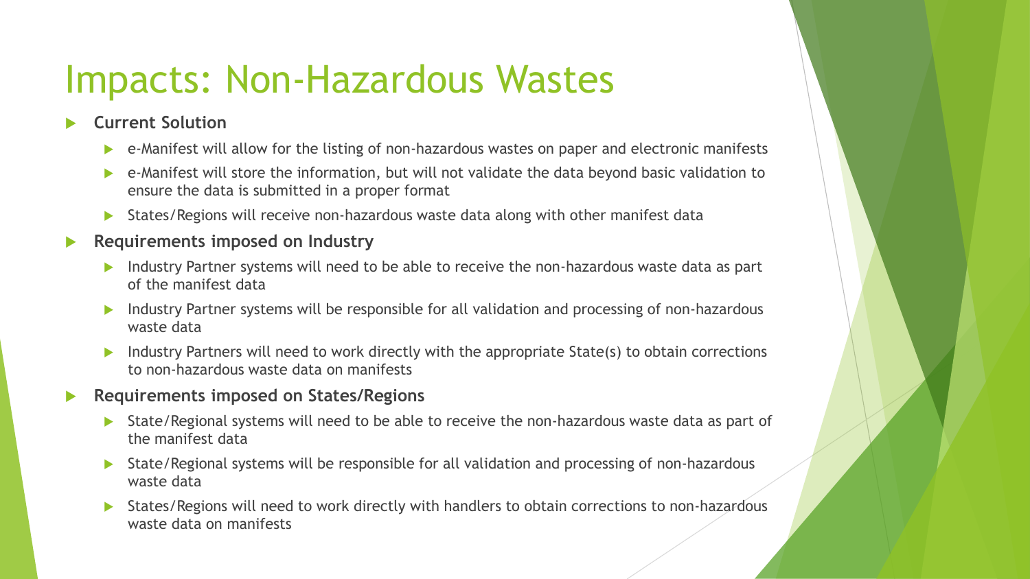# Impacts: Non-Hazardous Wastes

- **Current Solution**
  - e-Manifest will allow for the listing of non-hazardous wastes on paper and electronic manifests
  - e-Manifest will store the information, but will not validate the data beyond basic validation to ensure the data is submitted in a proper format
  - States/Regions will receive non-hazardous waste data along with other manifest data
- **Requirements imposed on Industry**
  - Industry Partner systems will need to be able to receive the non-hazardous waste data as part of the manifest data
  - Industry Partner systems will be responsible for all validation and processing of non-hazardous waste data
  - Industry Partners will need to work directly with the appropriate State(s) to obtain corrections to non-hazardous waste data on manifests
- **Requirements imposed on States/Regions**
  - State/Regional systems will need to be able to receive the non-hazardous waste data as part of the manifest data
  - State/Regional systems will be responsible for all validation and processing of non-hazardous waste data
  - States/Regions will need to work directly with handlers to obtain corrections to non-hazardous waste data on manifests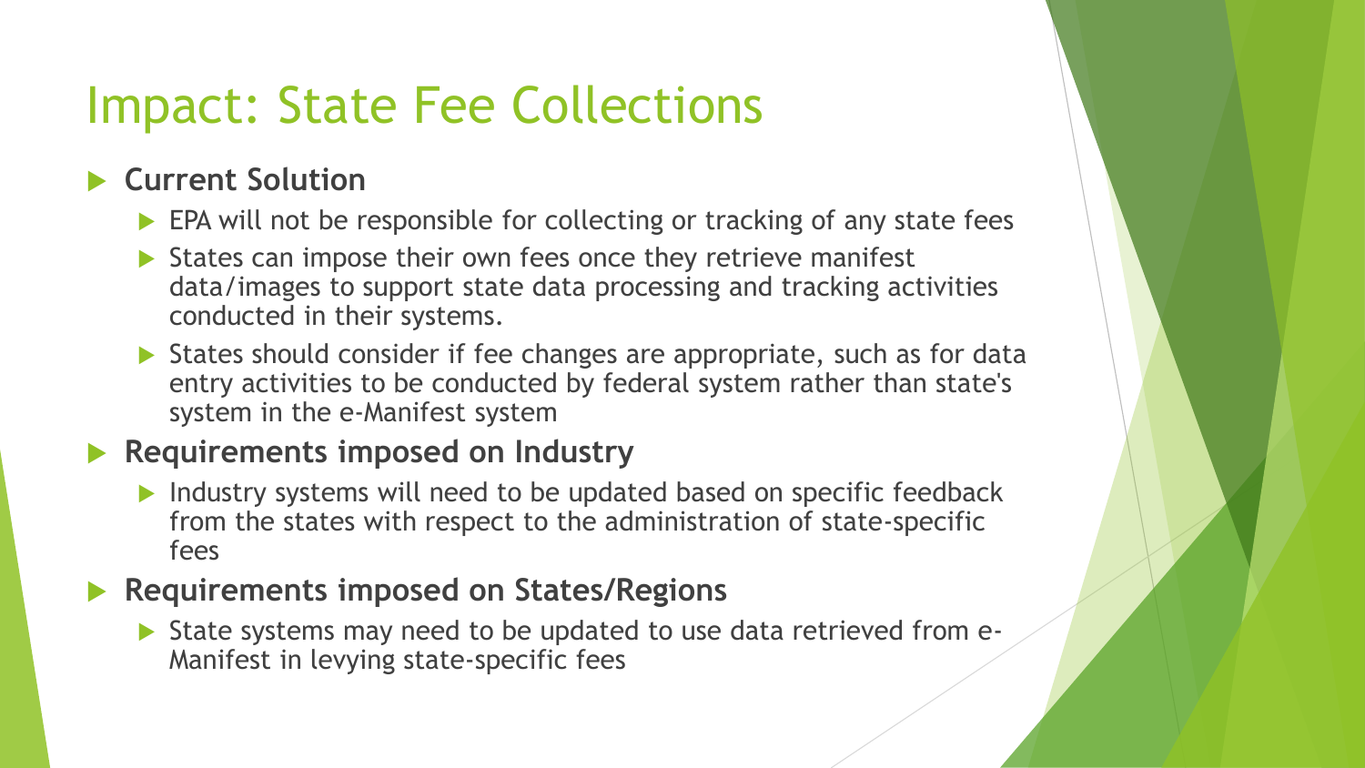# Impact: State Fee Collections

- **Current Solution**
  - EPA will not be responsible for collecting or tracking of any state fees
  - States can impose their own fees once they retrieve manifest data/images to support state data processing and tracking activities conducted in their systems.
  - States should consider if fee changes are appropriate, such as for data entry activities to be conducted by federal system rather than state's system in the e-Manifest system
- **Requirements imposed on Industry**
  - Industry systems will need to be updated based on specific feedback from the states with respect to the administration of state-specific fees
- **Requirements imposed on States/Regions**
  - State systems may need to be updated to use data retrieved from e-Manifest in levying state-specific fees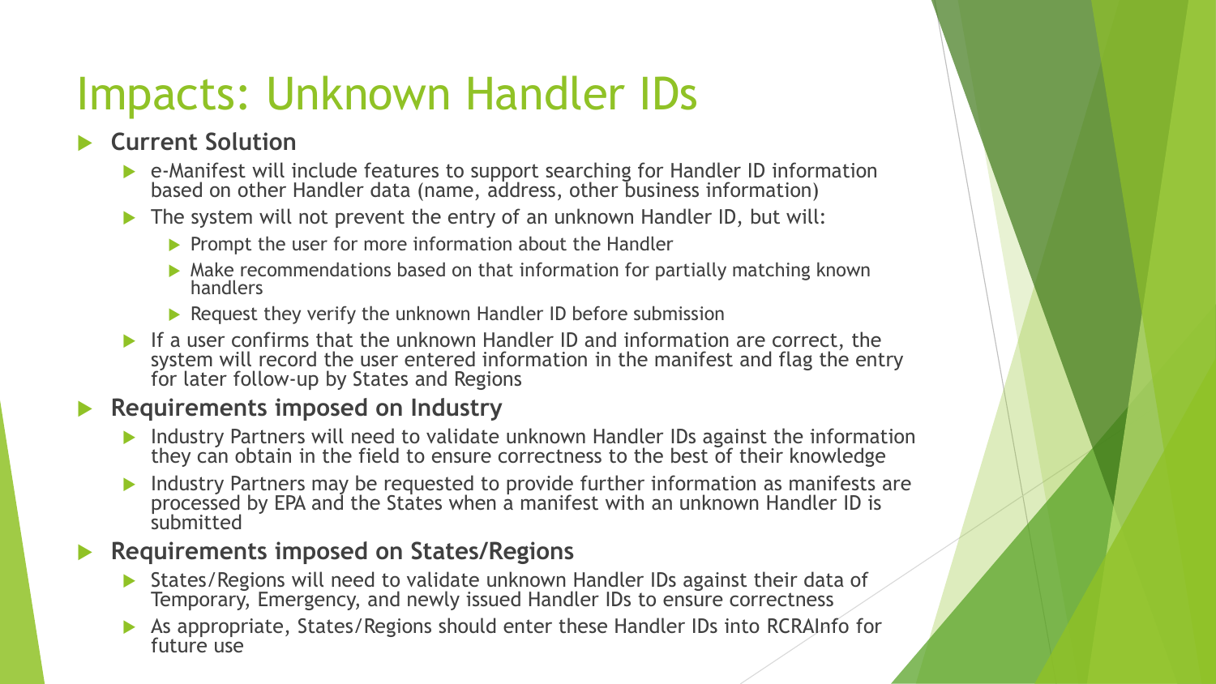# Impacts: Unknown Handler IDs

- **Current Solution**
  - e-Manifest will include features to support searching for Handler ID information based on other Handler data (name, address, other business information)
  - The system will not prevent the entry of an unknown Handler ID, but will:
    - Prompt the user for more information about the Handler
    - Make recommendations based on that information for partially matching known handlers
    - Request they verify the unknown Handler ID before submission
  - If a user confirms that the unknown Handler ID and information are correct, the system will record the user entered information in the manifest and flag the entry for later follow-up by States and Regions
- **Requirements imposed on Industry**
  - Industry Partners will need to validate unknown Handler IDs against the information they can obtain in the field to ensure correctness to the best of their knowledge
  - Industry Partners may be requested to provide further information as manifests are processed by EPA and the States when a manifest with an unknown Handler ID is submitted
- **Requirements imposed on States/Regions**
  - States/Regions will need to validate unknown Handler IDs against their data of Temporary, Emergency, and newly issued Handler IDs to ensure correctness
  - As appropriate, States/Regions should enter these Handler IDs into RCRAInfo for future use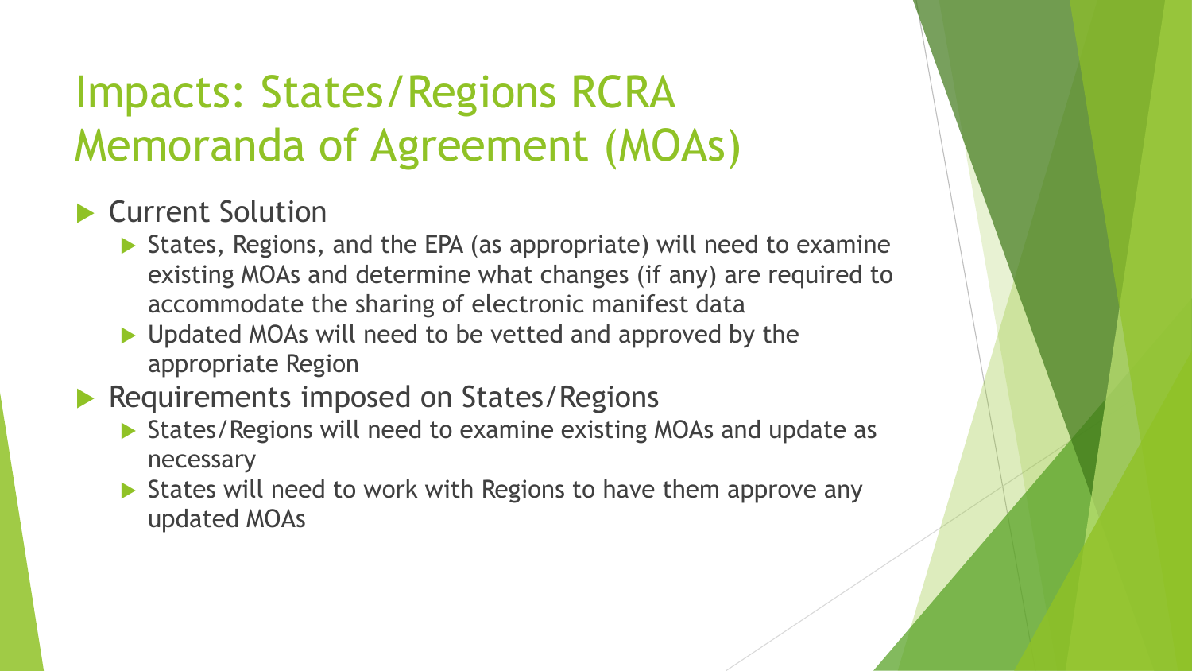# Impacts: States/Regions RCRA Memoranda of Agreement (MOAs)

- Current Solution
  - States, Regions, and the EPA (as appropriate) will need to examine existing MOAs and determine what changes (if any) are required to accommodate the sharing of electronic manifest data
  - Updated MOAs will need to be vetted and approved by the appropriate Region
- Requirements imposed on States/Regions
  - States/Regions will need to examine existing MOAs and update as necessary
  - States will need to work with Regions to have them approve any updated MOAs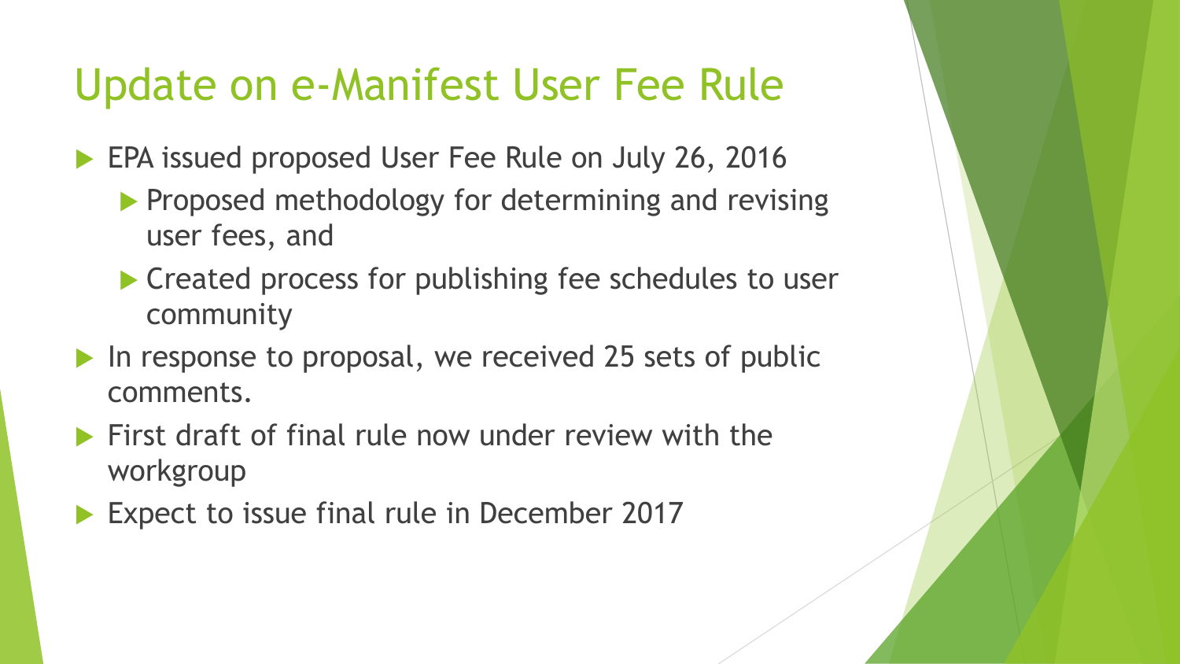# Update on e-Manifest User Fee Rule

- EPA issued proposed User Fee Rule on July 26, 2016
  - Proposed methodology for determining and revising user fees, and
  - Created process for publishing fee schedules to user community
- In response to proposal, we received 25 sets of public comments.
- First draft of final rule now under review with the workgroup
- Expect to issue final rule in December 2017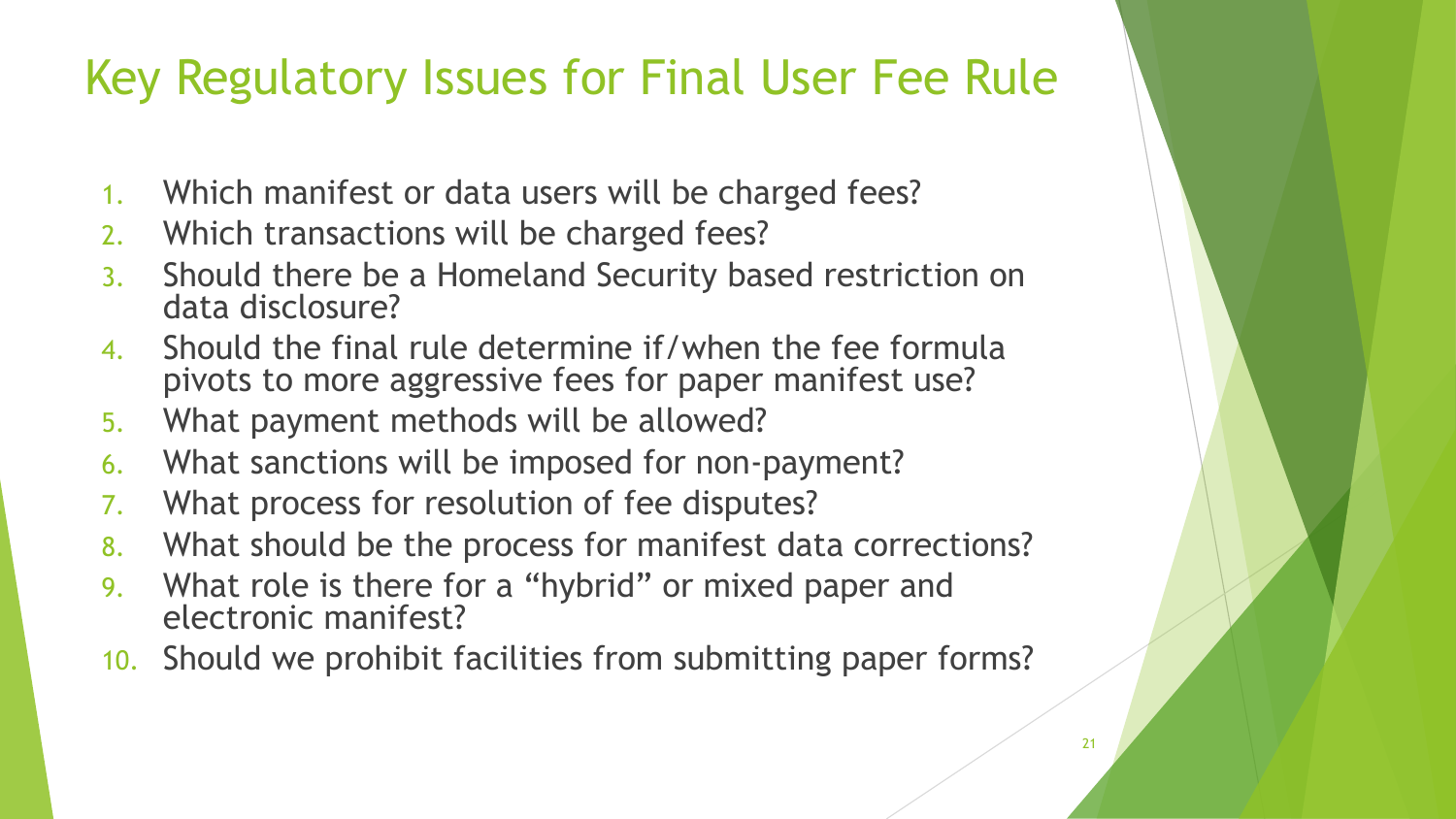# Key Regulatory Issues for Final User Fee Rule

1. Which manifest or data users will be charged fees?
2. Which transactions will be charged fees?
3. Should there be a Homeland Security based restriction on data disclosure?
4. Should the final rule determine if/when the fee formula pivots to more aggressive fees for paper manifest use?
5. What payment methods will be allowed?
6. What sanctions will be imposed for non-payment?
7. What process for resolution of fee disputes?
8. What should be the process for manifest data corrections?
9. What role is there for a "hybrid" or mixed paper and electronic manifest?
10. Should we prohibit facilities from submitting paper forms?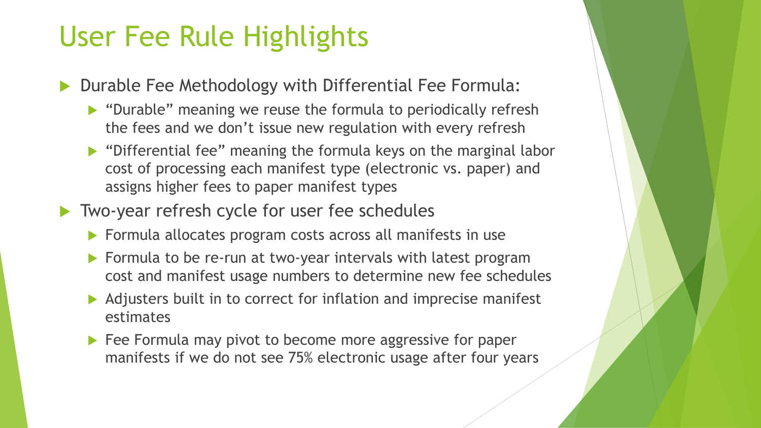# User Fee Rule Highlights

- Durable Fee Methodology with Differential Fee Formula:
  - "Durable" meaning we reuse the formula to periodically refresh the fees and we don't issue new regulation with every refresh
  - "Differential fee" meaning the formula keys on the marginal labor cost of processing each manifest type (electronic vs. paper) and assigns higher fees to paper manifest types
- Two-year refresh cycle for user fee schedules
  - Formula allocates program costs across all manifests in use
  - Formula to be re-run at two-year intervals with latest program cost and manifest usage numbers to determine new fee schedules
  - Adjusters built in to correct for inflation and imprecise manifest estimates
  - Fee Formula may pivot to become more aggressive for paper manifests if we do not see 75% electronic usage after four years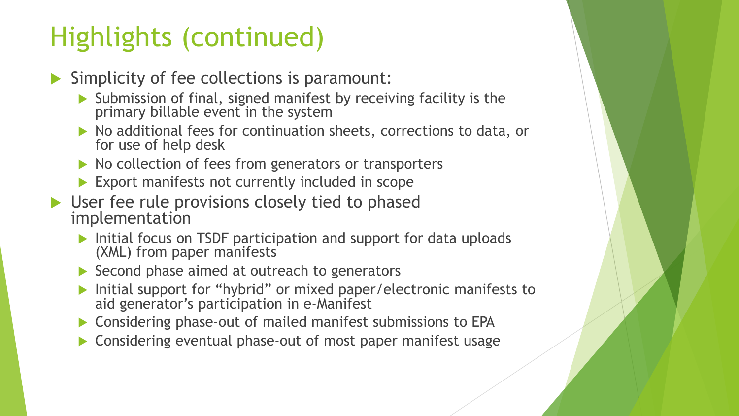# Highlights (continued)

- Simplicity of fee collections is paramount:
  - Submission of final, signed manifest by receiving facility is the primary billable event in the system
  - No additional fees for continuation sheets, corrections to data, or for use of help desk
  - No collection of fees from generators or transporters
  - Export manifests not currently included in scope
- User fee rule provisions closely tied to phased implementation
  - Initial focus on TSDF participation and support for data uploads (XML) from paper manifests
  - Second phase aimed at outreach to generators
  - Initial support for "hybrid" or mixed paper/electronic manifests to aid generator's participation in e-Manifest
  - Considering phase-out of mailed manifest submissions to EPA
  - Considering eventual phase-out of most paper manifest usage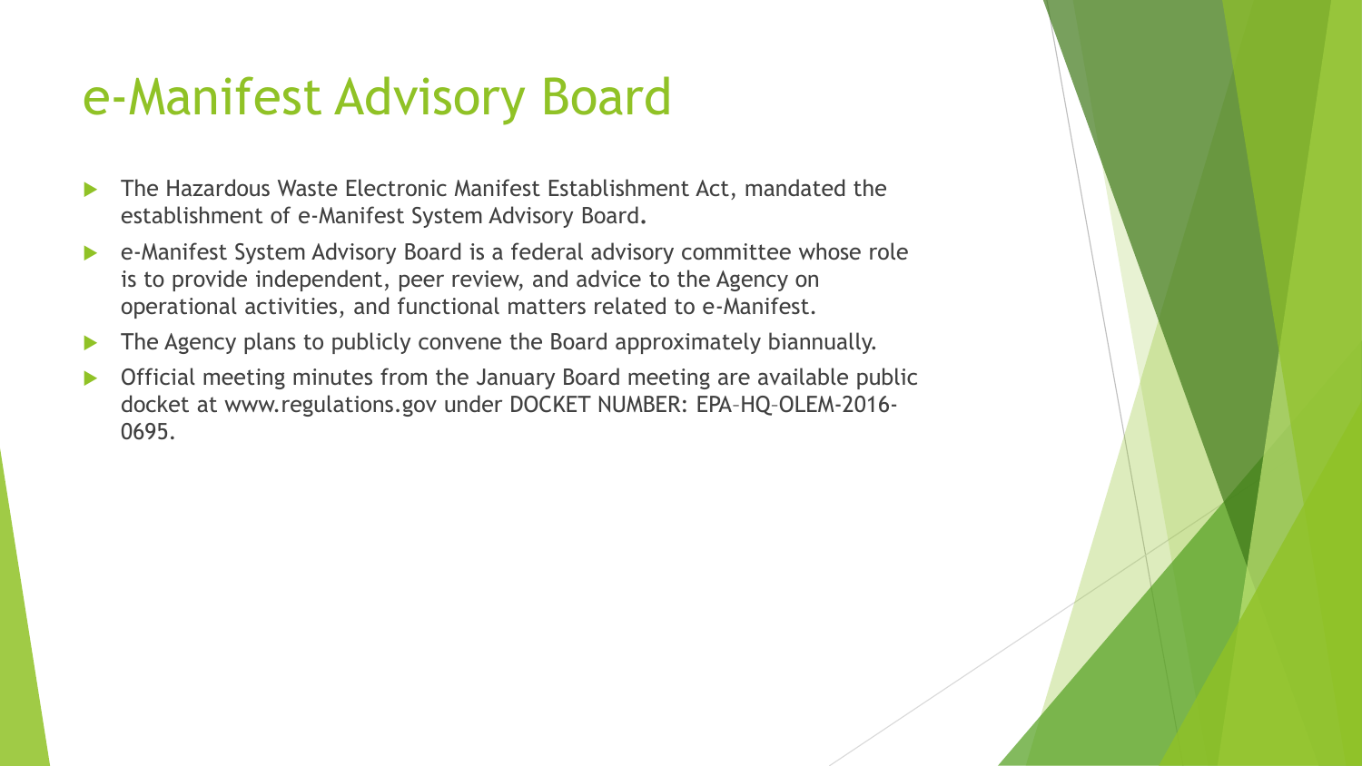# e-Manifest Advisory Board

- The Hazardous Waste Electronic Manifest Establishment Act, mandated the establishment of e-Manifest System Advisory Board.
- e-Manifest System Advisory Board is a federal advisory committee whose role is to provide independent, peer review, and advice to the Agency on operational activities, and functional matters related to e-Manifest.
- The Agency plans to publicly convene the Board approximately biannually.
- Official meeting minutes from the January Board meeting are available public docket at www.regulations.gov under DOCKET NUMBER: EPA–HQ–OLEM-2016-0695.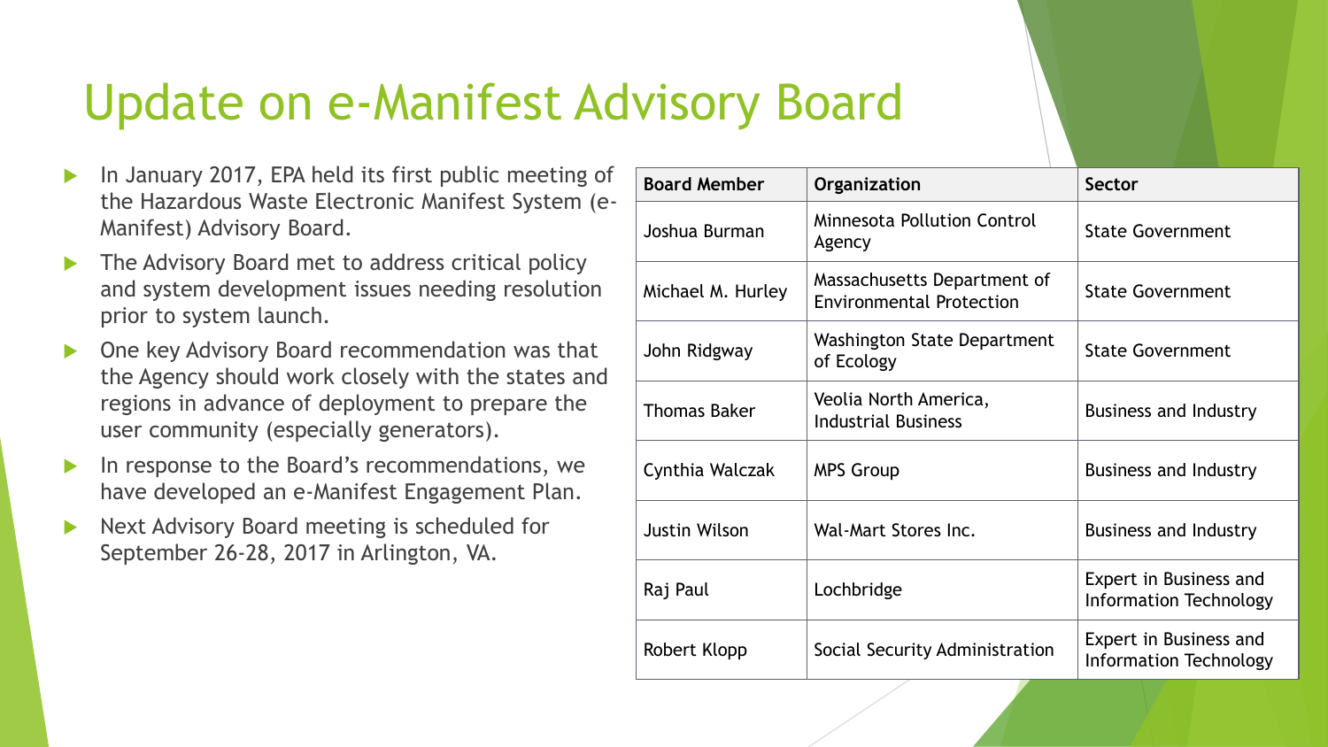# Update on e-Manifest Advisory Board

- In January 2017, EPA held its first public meeting of the Hazardous Waste Electronic Manifest System (e-Manifest) Advisory Board.
- The Advisory Board met to address critical policy and system development issues needing resolution prior to system launch.
- One key Advisory Board recommendation was that the Agency should work closely with the states and regions in advance of deployment to prepare the user community (especially generators).
- In response to the Board's recommendations, we have developed an e-Manifest Engagement Plan.
- Next Advisory Board meeting is scheduled for September 26-28, 2017 in Arlington, VA.

| Board Member | Organization | Sector |
| --- | --- | --- |
| Joshua Burman | Minnesota Pollution Control Agency | State Government |
| Michael M. Hurley | Massachusetts Department of Environmental Protection | State Government |
| John Ridgway | Washington State Department of Ecology | State Government |
| Thomas Baker | Veolia North America, Industrial Business | Business and Industry |
| Cynthia Walczak | MPS Group | Business and Industry |
| Justin Wilson | Wal-Mart Stores Inc. | Business and Industry |
| Raj Paul | Lochbridge | Expert in Business and Information Technology |
| Robert Klopp | Social Security Administration | Expert in Business and Information Technology |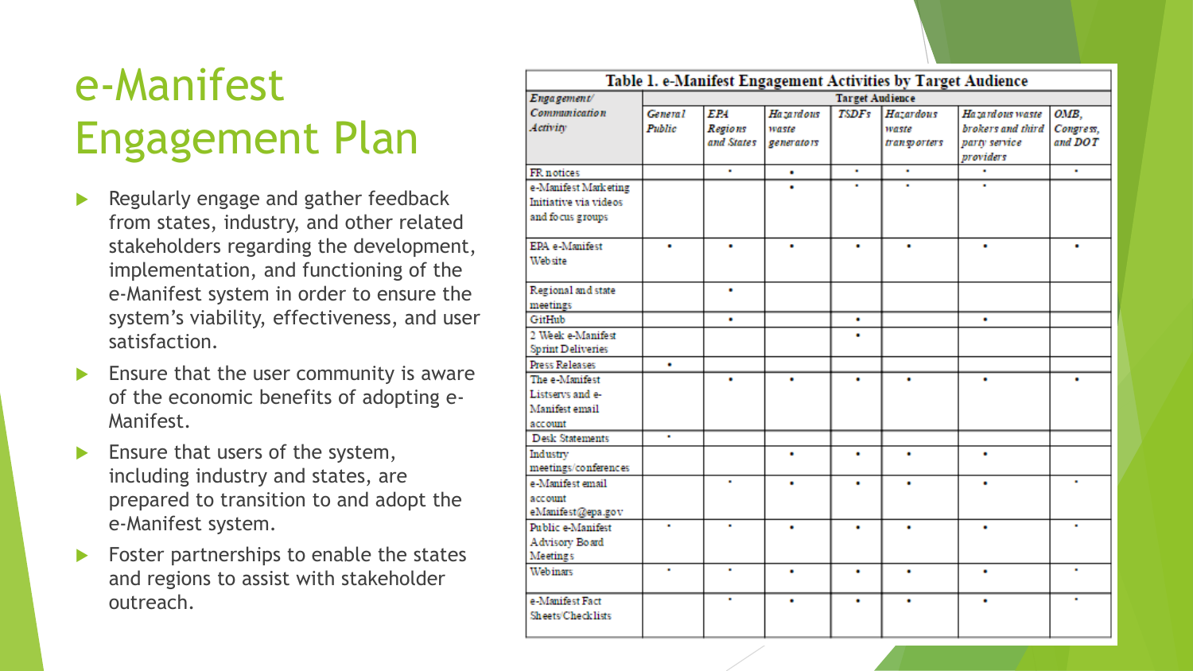# e-Manifest Engagement Plan

- Regularly engage and gather feedback from states, industry, and other related stakeholders regarding the development, implementation, and functioning of the e-Manifest system in order to ensure the system's viability, effectiveness, and user satisfaction.
- Ensure that the user community is aware of the economic benefits of adopting e-Manifest.
- Ensure that users of the system, including industry and states, are prepared to transition to and adopt the e-Manifest system.
- Foster partnerships to enable the states and regions to assist with stakeholder outreach.

**Table 1. e-Manifest Engagement Activities by Target Audience**

| *Engagement/ Communication Activity* | Target Audience | | | | | | |
|---|---|---|---|---|---|---|---|
| | *General Public* | *EPA Regions and States* | *Hazardous waste generators* | *TSDFs* | *Hazardous waste transporters* | *Hazardous waste brokers and third party service providers* | *OMB, Congress, and DOT* |
| FR notices | | • | • | • | • | • | • |
| e-Manifest Marketing Initiative via videos and focus groups | | | • | • | • | • | |
| EPA e-Manifest Website | • | • | • | • | • | • | • |
| Regional and state meetings | | • | | | | | |
| GitHub | | • | | • | | • | |
| 2 Week e-Manifest Sprint Deliveries | | | | • | | | |
| Press Releases | • | | | | | | |
| The e-Manifest Listservs and e-Manifest email account | | • | • | • | • | • | • |
| Desk Statements | • | | | | | | |
| Industry meetings/conferences | | | • | • | • | • | |
| e-Manifest email account eManifest@epa.gov | | • | • | • | • | • | • |
| Public e-Manifest Advisory Board Meetings | • | • | • | • | • | • | • |
| Webinars | • | • | • | • | • | • | • |
| e-Manifest Fact Sheets/Checklists | | • | • | • | • | • | • |